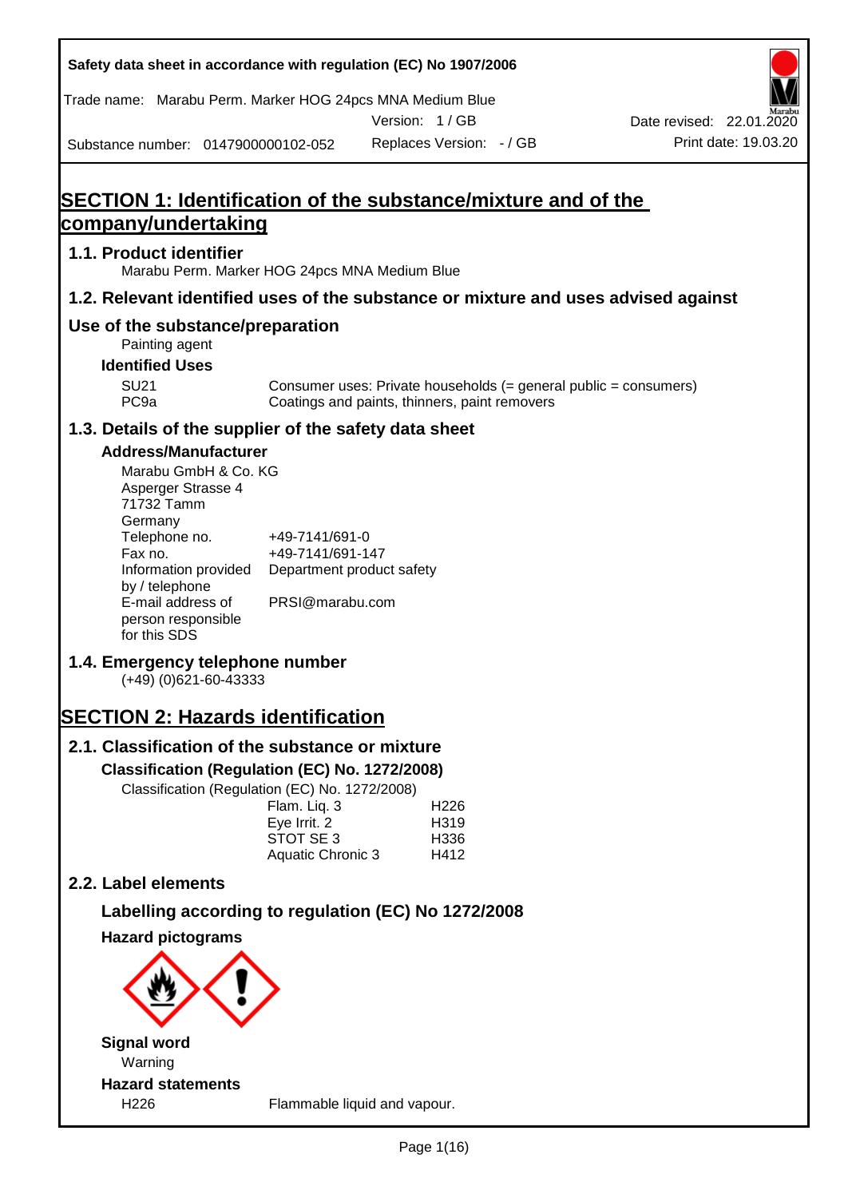Safety data sheet in accordance with regulation (EC) No 1907/2006

Trade name: Marabu Perm. Marker HOG 24pcs MNA Medium Blue

Version: 1 / GB

Date revised: 22.01.2020

Substance number: 0147900000102-052

Replaces Version: - / GB

Print date: 19.03.20

# SECTION 1: Identification of the substance/mixture and of the company/undertaking

## 1.1. Product identifier

Marabu Perm. Marker HOG 24pcs MNA Medium Blue

## 1.2. Relevant identified uses of the substance or mixture and uses advised against

## Use of the substance/preparation

Painting agent

### Identified Uses

| | |
|---|---|
| SU21 | Consumer uses: Private households (= general public = consumers) |
| PC9a | Coatings and paints, thinners, paint removers |

## 1.3. Details of the supplier of the safety data sheet

### Address/Manufacturer

Marabu GmbH & Co. KG
Asperger Strasse 4
71732 Tamm
Germany

| | |
|---|---|
| Telephone no. | +49-7141/691-0 |
| Fax no. | +49-7141/691-147 |
| Information provided by / telephone | Department product safety |
| E-mail address of person responsible for this SDS | PRSI@marabu.com |

## 1.4. Emergency telephone number

(+49) (0)621-60-43333

# SECTION 2: Hazards identification

## 2.1. Classification of the substance or mixture

### Classification (Regulation (EC) No. 1272/2008)

Classification (Regulation (EC) No. 1272/2008)

| | |
|---|---|
| Flam. Liq. 3 | H226 |
| Eye Irrit. 2 | H319 |
| STOT SE 3 | H336 |
| Aquatic Chronic 3 | H412 |

## 2.2. Label elements

### Labelling according to regulation (EC) No 1272/2008

### Hazard pictograms

### Signal word

Warning

### Hazard statements

| | |
|---|---|
| H226 | Flammable liquid and vapour. |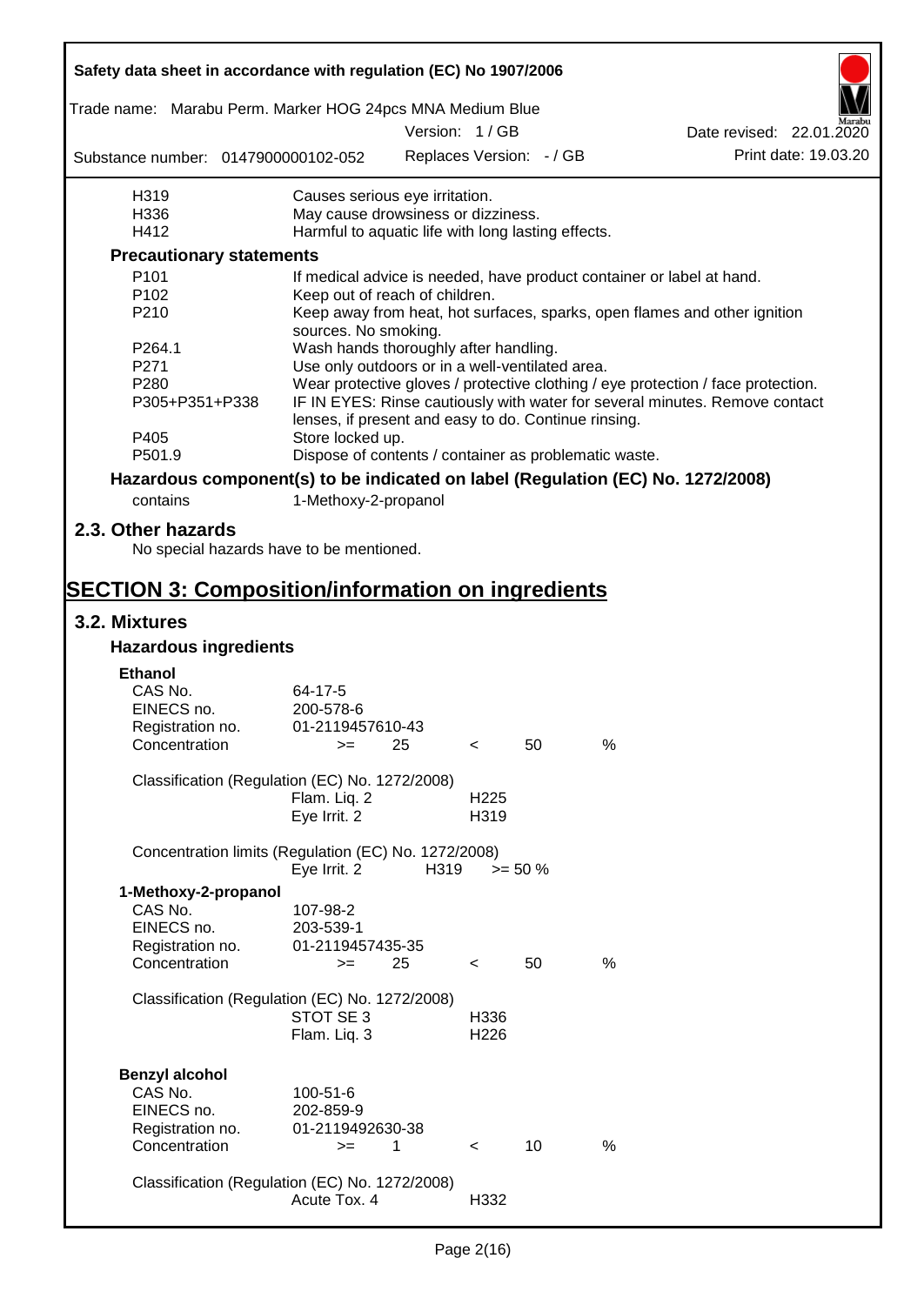| | |
|---|---|
| H319 | Causes serious eye irritation. |
| H336 | May cause drowsiness or dizziness. |
| H412 | Harmful to aquatic life with long lasting effects. |

### Precautionary statements

| | |
|---|---|
| P101 | If medical advice is needed, have product container or label at hand. |
| P102 | Keep out of reach of children. |
| P210 | Keep away from heat, hot surfaces, sparks, open flames and other ignition sources. No smoking. |
| P264.1 | Wash hands thoroughly after handling. |
| P271 | Use only outdoors or in a well-ventilated area. |
| P280 | Wear protective gloves / protective clothing / eye protection / face protection. |
| P305+P351+P338 | IF IN EYES: Rinse cautiously with water for several minutes. Remove contact lenses, if present and easy to do. Continue rinsing. |
| P405 | Store locked up. |
| P501.9 | Dispose of contents / container as problematic waste. |

### Hazardous component(s) to be indicated on label (Regulation (EC) No. 1272/2008)

contains 1-Methoxy-2-propanol

## 2.3. Other hazards

No special hazards have to be mentioned.

# SECTION 3: Composition/information on ingredients

## 3.2. Mixtures

### Hazardous ingredients

**Ethanol**

| | |
|---|---|
| CAS No. | 64-17-5 |
| EINECS no. | 200-578-6 |
| Registration no. | 01-2119457610-43 |
| Concentration | >= 25 < 50 % |

Classification (Regulation (EC) No. 1272/2008)

| | |
|---|---|
| Flam. Liq. 2 | H225 |
| Eye Irrit. 2 | H319 |

Concentration limits (Regulation (EC) No. 1272/2008)

| | | |
|---|---|---|
| Eye Irrit. 2 | H319 | >= 50 % |

**1-Methoxy-2-propanol**

| | |
|---|---|
| CAS No. | 107-98-2 |
| EINECS no. | 203-539-1 |
| Registration no. | 01-2119457435-35 |
| Concentration | >= 25 < 50 % |

Classification (Regulation (EC) No. 1272/2008)

| | |
|---|---|
| STOT SE 3 | H336 |
| Flam. Liq. 3 | H226 |

**Benzyl alcohol**

| | |
|---|---|
| CAS No. | 100-51-6 |
| EINECS no. | 202-859-9 |
| Registration no. | 01-2119492630-38 |
| Concentration | >= 1 < 10 % |

Classification (Regulation (EC) No. 1272/2008)

| | |
|---|---|
| Acute Tox. 4 | H332 |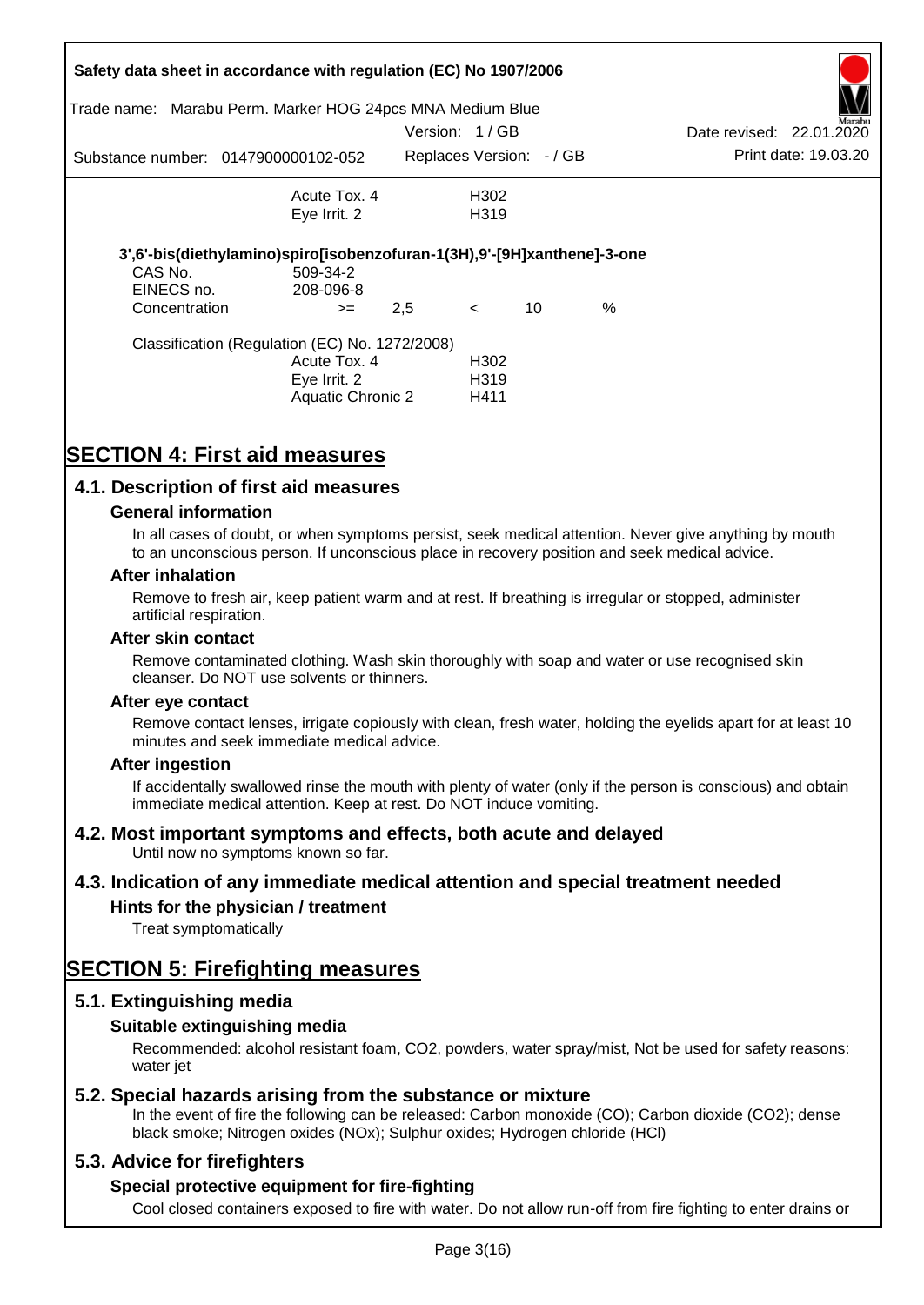| | | |
|---|---|---|
| | Acute Tox. 4 | H302 |
| | Eye Irrit. 2 | H319 |

**3',6'-bis(diethylamino)spiro[isobenzofuran-1(3H),9'-[9H]xanthene]-3-one**

| | | | | | |
|---|---|---|---|---|---|
| CAS No. | 509-34-2 | | | | |
| EINECS no. | 208-096-8 | | | | |
| Concentration | >= | 2,5 | < | 10 | % |

Classification (Regulation (EC) No. 1272/2008)

| | |
|---|---|
| Acute Tox. 4 | H302 |
| Eye Irrit. 2 | H319 |
| Aquatic Chronic 2 | H411 |

# SECTION 4: First aid measures

## 4.1. Description of first aid measures

### General information

In all cases of doubt, or when symptoms persist, seek medical attention. Never give anything by mouth to an unconscious person. If unconscious place in recovery position and seek medical advice.

### After inhalation

Remove to fresh air, keep patient warm and at rest. If breathing is irregular or stopped, administer artificial respiration.

### After skin contact

Remove contaminated clothing. Wash skin thoroughly with soap and water or use recognised skin cleanser. Do NOT use solvents or thinners.

### After eye contact

Remove contact lenses, irrigate copiously with clean, fresh water, holding the eyelids apart for at least 10 minutes and seek immediate medical advice.

### After ingestion

If accidentally swallowed rinse the mouth with plenty of water (only if the person is conscious) and obtain immediate medical attention. Keep at rest. Do NOT induce vomiting.

## 4.2. Most important symptoms and effects, both acute and delayed

Until now no symptoms known so far.

## 4.3. Indication of any immediate medical attention and special treatment needed

### Hints for the physician / treatment

Treat symptomatically

# SECTION 5: Firefighting measures

## 5.1. Extinguishing media

### Suitable extinguishing media

Recommended: alcohol resistant foam, $CO_2$, powders, water spray/mist, Not be used for safety reasons: water jet

## 5.2. Special hazards arising from the substance or mixture

In the event of fire the following can be released: Carbon monoxide (CO); Carbon dioxide ($CO_2$); dense black smoke; Nitrogen oxides ($NO_x$); Sulphur oxides; Hydrogen chloride (HCl)

## 5.3. Advice for firefighters

### Special protective equipment for fire-fighting

Cool closed containers exposed to fire with water. Do not allow run-off from fire fighting to enter drains or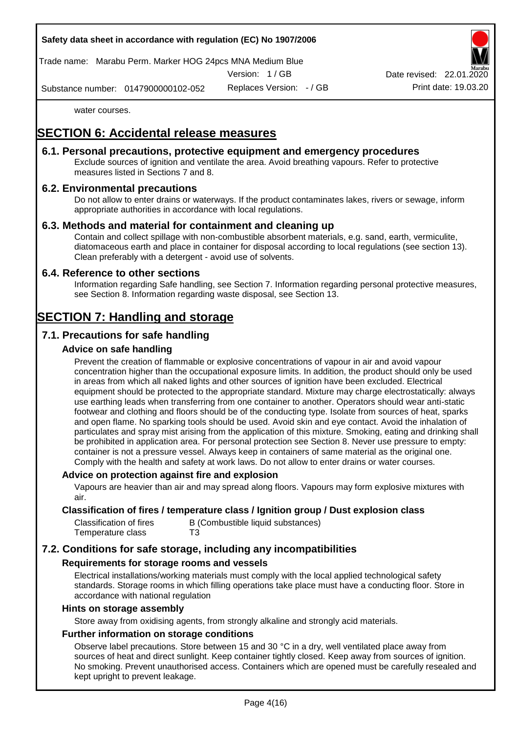water courses.

# SECTION 6: Accidental release measures

## 6.1. Personal precautions, protective equipment and emergency procedures

Exclude sources of ignition and ventilate the area. Avoid breathing vapours. Refer to protective measures listed in Sections 7 and 8.

## 6.2. Environmental precautions

Do not allow to enter drains or waterways. If the product contaminates lakes, rivers or sewage, inform appropriate authorities in accordance with local regulations.

## 6.3. Methods and material for containment and cleaning up

Contain and collect spillage with non-combustible absorbent materials, e.g. sand, earth, vermiculite, diatomaceous earth and place in container for disposal according to local regulations (see section 13). Clean preferably with a detergent - avoid use of solvents.

## 6.4. Reference to other sections

Information regarding Safe handling, see Section 7. Information regarding personal protective measures, see Section 8. Information regarding waste disposal, see Section 13.

# SECTION 7: Handling and storage

## 7.1. Precautions for safe handling

### Advice on safe handling

Prevent the creation of flammable or explosive concentrations of vapour in air and avoid vapour concentration higher than the occupational exposure limits. In addition, the product should only be used in areas from which all naked lights and other sources of ignition have been excluded. Electrical equipment should be protected to the appropriate standard. Mixture may charge electrostatically: always use earthing leads when transferring from one container to another. Operators should wear anti-static footwear and clothing and floors should be of the conducting type. Isolate from sources of heat, sparks and open flame. No sparking tools should be used. Avoid skin and eye contact. Avoid the inhalation of particulates and spray mist arising from the application of this mixture. Smoking, eating and drinking shall be prohibited in application area. For personal protection see Section 8. Never use pressure to empty: container is not a pressure vessel. Always keep in containers of same material as the original one. Comply with the health and safety at work laws. Do not allow to enter drains or water courses.

### Advice on protection against fire and explosion

Vapours are heavier than air and may spread along floors. Vapours may form explosive mixtures with air.

### Classification of fires / temperature class / Ignition group / Dust explosion class

| | |
|---|---|
| Classification of fires | B (Combustible liquid substances) |
| Temperature class | T3 |

## 7.2. Conditions for safe storage, including any incompatibilities

### Requirements for storage rooms and vessels

Electrical installations/working materials must comply with the local applied technological safety standards. Storage rooms in which filling operations take place must have a conducting floor. Store in accordance with national regulation

### Hints on storage assembly

Store away from oxidising agents, from strongly alkaline and strongly acid materials.

### Further information on storage conditions

Observe label precautions. Store between 15 and 30 °C in a dry, well ventilated place away from sources of heat and direct sunlight. Keep container tightly closed. Keep away from sources of ignition. No smoking. Prevent unauthorised access. Containers which are opened must be carefully resealed and kept upright to prevent leakage.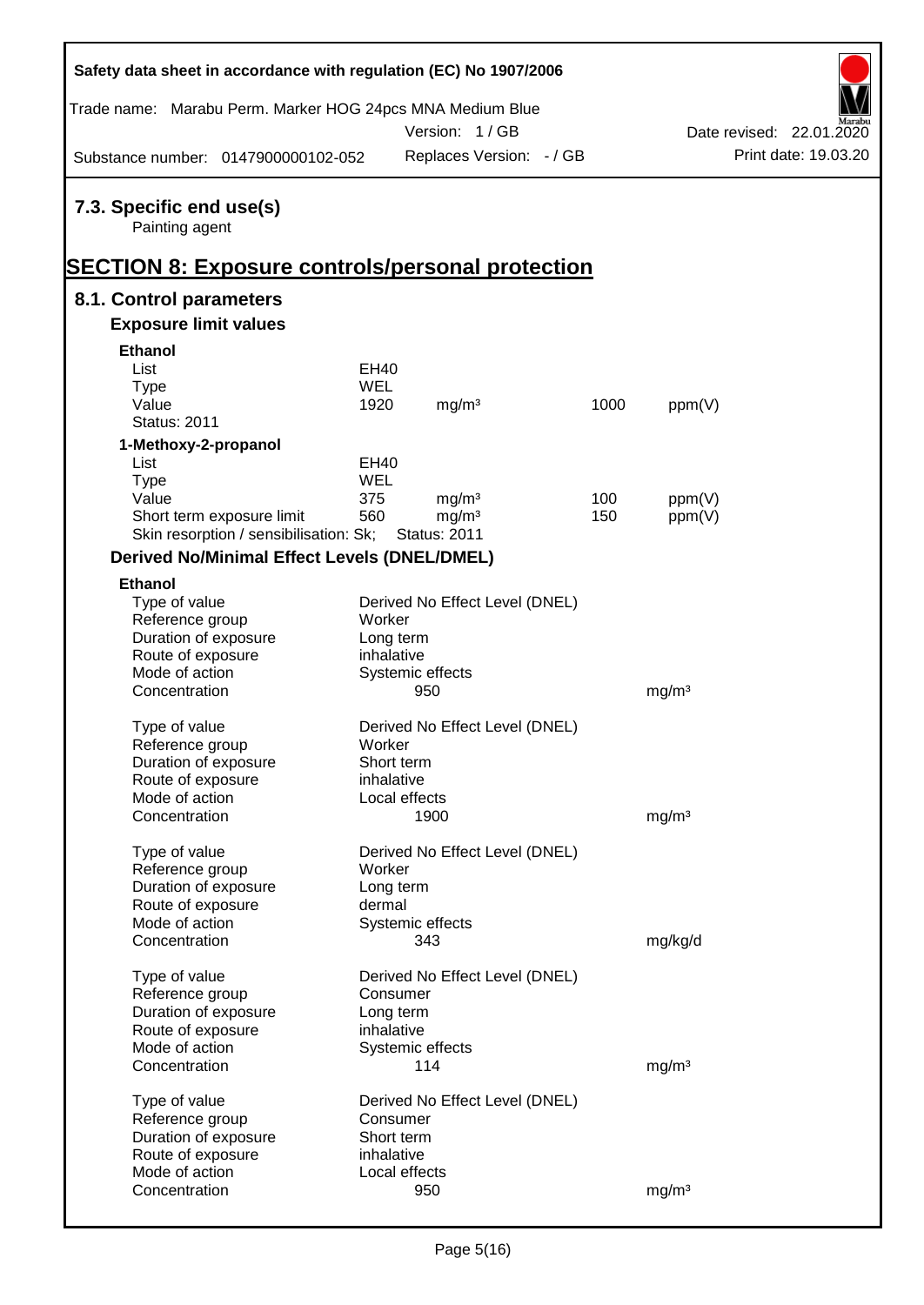## 7.3. Specific end use(s)

Painting agent

# SECTION 8: Exposure controls/personal protection

## 8.1. Control parameters

### Exposure limit values

**Ethanol**

| | | | | |
|---|---|---|---|---|
| List | EH40 | | | |
| Type | WEL | | | |
| Value | 1920 | mg/m³ | 1000 | ppm(V) |
| Status: 2011 | | | | |

**1-Methoxy-2-propanol**

| | | | | |
|---|---|---|---|---|
| List | EH40 | | | |
| Type | WEL | | | |
| Value | 375 | mg/m³ | 100 | ppm(V) |
| Short term exposure limit | 560 | mg/m³ | 150 | ppm(V) |
| Skin resorption / sensibilisation: Sk; | Status: 2011 | | | |

### Derived No/Minimal Effect Levels (DNEL/DMEL)

**Ethanol**

| | | |
|---|---|---|
| Type of value | Derived No Effect Level (DNEL) | |
| Reference group | Worker | |
| Duration of exposure | Long term | |
| Route of exposure | inhalative | |
| Mode of action | Systemic effects | |
| Concentration | 950 | mg/m³ |

| | | |
|---|---|---|
| Type of value | Derived No Effect Level (DNEL) | |
| Reference group | Worker | |
| Duration of exposure | Short term | |
| Route of exposure | inhalative | |
| Mode of action | Local effects | |
| Concentration | 1900 | mg/m³ |

| | | |
|---|---|---|
| Type of value | Derived No Effect Level (DNEL) | |
| Reference group | Worker | |
| Duration of exposure | Long term | |
| Route of exposure | dermal | |
| Mode of action | Systemic effects | |
| Concentration | 343 | mg/kg/d |

| | | |
|---|---|---|
| Type of value | Derived No Effect Level (DNEL) | |
| Reference group | Consumer | |
| Duration of exposure | Long term | |
| Route of exposure | inhalative | |
| Mode of action | Systemic effects | |
| Concentration | 114 | mg/m³ |

| | | |
|---|---|---|
| Type of value | Derived No Effect Level (DNEL) | |
| Reference group | Consumer | |
| Duration of exposure | Short term | |
| Route of exposure | inhalative | |
| Mode of action | Local effects | |
| Concentration | 950 | mg/m³ |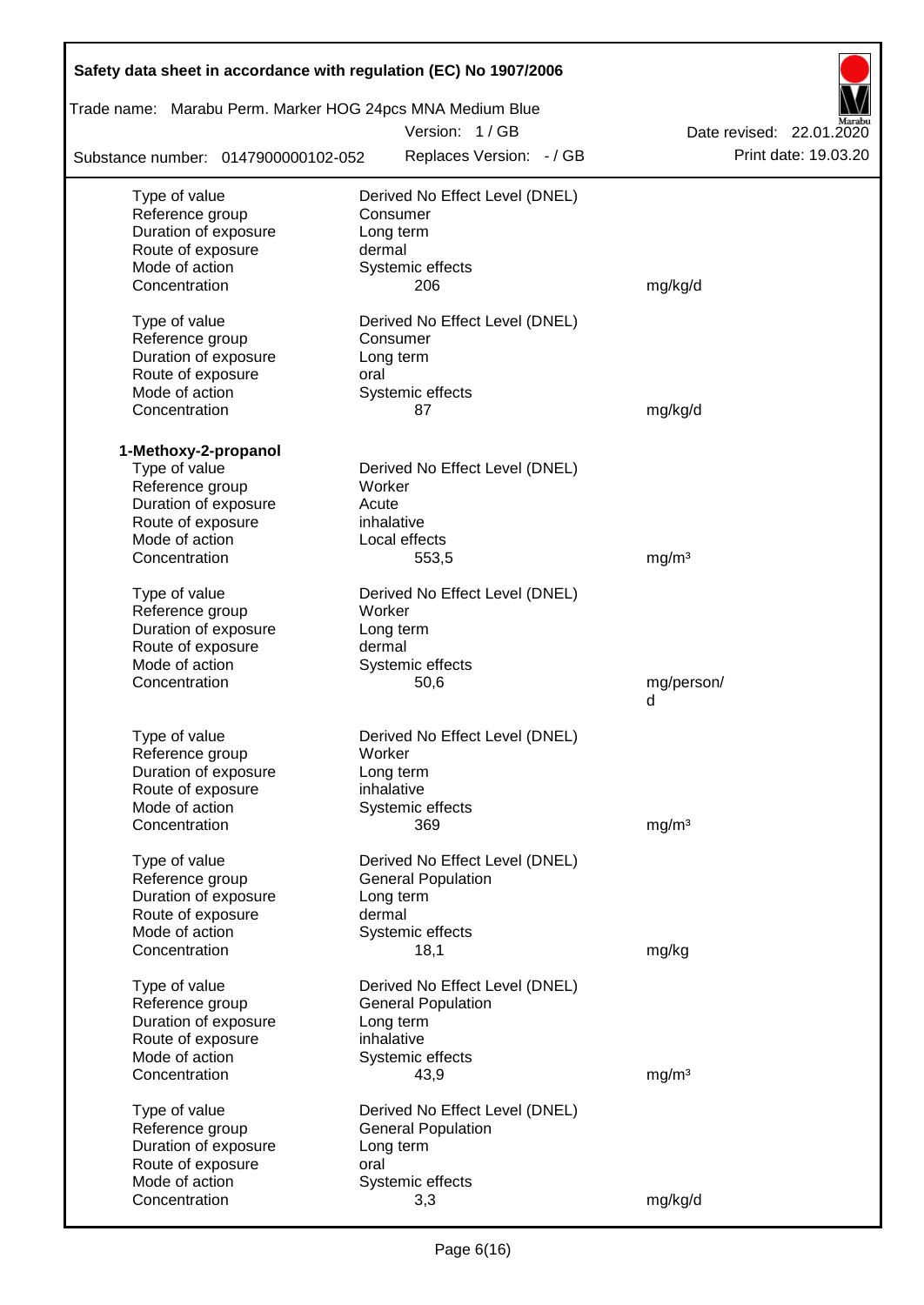| | | |
|---|---|---|
| Type of value | Derived No Effect Level (DNEL) | |
| Reference group | Consumer | |
| Duration of exposure | Long term | |
| Route of exposure | dermal | |
| Mode of action | Systemic effects | |
| Concentration | 206 | mg/kg/d |
| | | |
| Type of value | Derived No Effect Level (DNEL) | |
| Reference group | Consumer | |
| Duration of exposure | Long term | |
| Route of exposure | oral | |
| Mode of action | Systemic effects | |
| Concentration | 87 | mg/kg/d |

**1-Methoxy-2-propanol**

| | | |
|---|---|---|
| Type of value | Derived No Effect Level (DNEL) | |
| Reference group | Worker | |
| Duration of exposure | Acute | |
| Route of exposure | inhalative | |
| Mode of action | Local effects | |
| Concentration | 553,5 | mg/m³ |
| | | |
| Type of value | Derived No Effect Level (DNEL) | |
| Reference group | Worker | |
| Duration of exposure | Long term | |
| Route of exposure | dermal | |
| Mode of action | Systemic effects | |
| Concentration | 50,6 | mg/person/d |
| | | |
| Type of value | Derived No Effect Level (DNEL) | |
| Reference group | Worker | |
| Duration of exposure | Long term | |
| Route of exposure | inhalative | |
| Mode of action | Systemic effects | |
| Concentration | 369 | mg/m³ |
| | | |
| Type of value | Derived No Effect Level (DNEL) | |
| Reference group | General Population | |
| Duration of exposure | Long term | |
| Route of exposure | dermal | |
| Mode of action | Systemic effects | |
| Concentration | 18,1 | mg/kg |
| | | |
| Type of value | Derived No Effect Level (DNEL) | |
| Reference group | General Population | |
| Duration of exposure | Long term | |
| Route of exposure | inhalative | |
| Mode of action | Systemic effects | |
| Concentration | 43,9 | mg/m³ |
| | | |
| Type of value | Derived No Effect Level (DNEL) | |
| Reference group | General Population | |
| Duration of exposure | Long term | |
| Route of exposure | oral | |
| Mode of action | Systemic effects | |
| Concentration | 3,3 | mg/kg/d |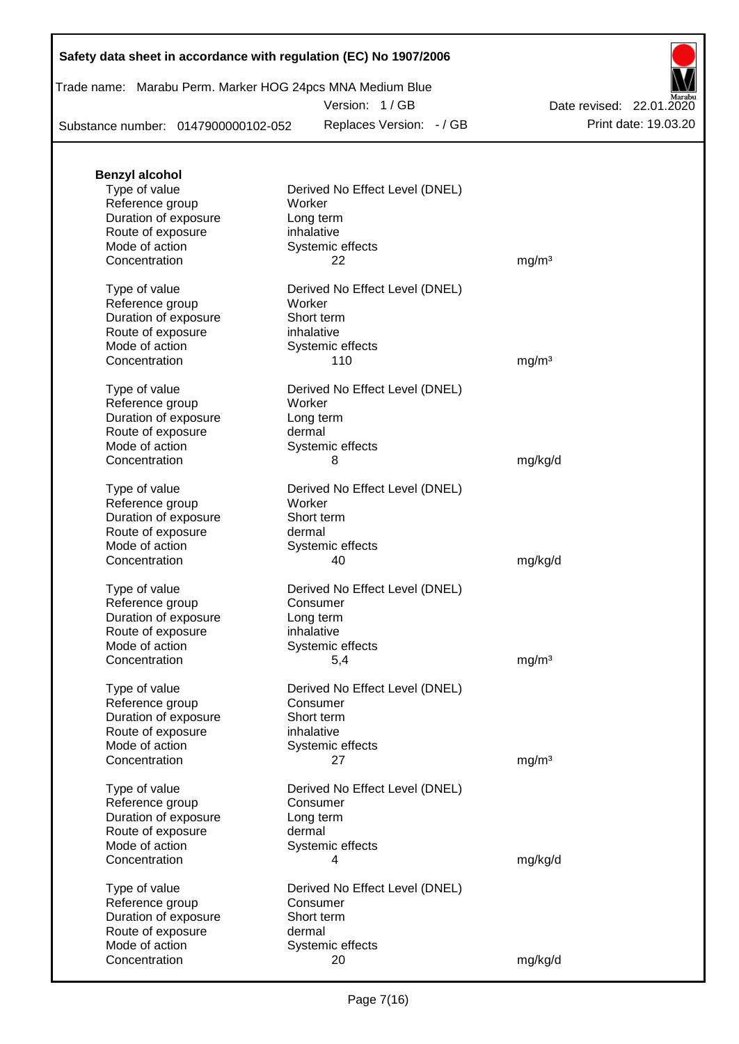**Benzyl alcohol**

| | | |
|---|---|---|
| Type of value | Derived No Effect Level (DNEL) | |
| Reference group | Worker | |
| Duration of exposure | Long term | |
| Route of exposure | inhalative | |
| Mode of action | Systemic effects | |
| Concentration | 22 | mg/m³ |
| | | |
| Type of value | Derived No Effect Level (DNEL) | |
| Reference group | Worker | |
| Duration of exposure | Short term | |
| Route of exposure | inhalative | |
| Mode of action | Systemic effects | |
| Concentration | 110 | mg/m³ |
| | | |
| Type of value | Derived No Effect Level (DNEL) | |
| Reference group | Worker | |
| Duration of exposure | Long term | |
| Route of exposure | dermal | |
| Mode of action | Systemic effects | |
| Concentration | 8 | mg/kg/d |
| | | |
| Type of value | Derived No Effect Level (DNEL) | |
| Reference group | Worker | |
| Duration of exposure | Short term | |
| Route of exposure | dermal | |
| Mode of action | Systemic effects | |
| Concentration | 40 | mg/kg/d |
| | | |
| Type of value | Derived No Effect Level (DNEL) | |
| Reference group | Consumer | |
| Duration of exposure | Long term | |
| Route of exposure | inhalative | |
| Mode of action | Systemic effects | |
| Concentration | 5,4 | mg/m³ |
| | | |
| Type of value | Derived No Effect Level (DNEL) | |
| Reference group | Consumer | |
| Duration of exposure | Short term | |
| Route of exposure | inhalative | |
| Mode of action | Systemic effects | |
| Concentration | 27 | mg/m³ |
| | | |
| Type of value | Derived No Effect Level (DNEL) | |
| Reference group | Consumer | |
| Duration of exposure | Long term | |
| Route of exposure | dermal | |
| Mode of action | Systemic effects | |
| Concentration | 4 | mg/kg/d |
| | | |
| Type of value | Derived No Effect Level (DNEL) | |
| Reference group | Consumer | |
| Duration of exposure | Short term | |
| Route of exposure | dermal | |
| Mode of action | Systemic effects | |
| Concentration | 20 | mg/kg/d |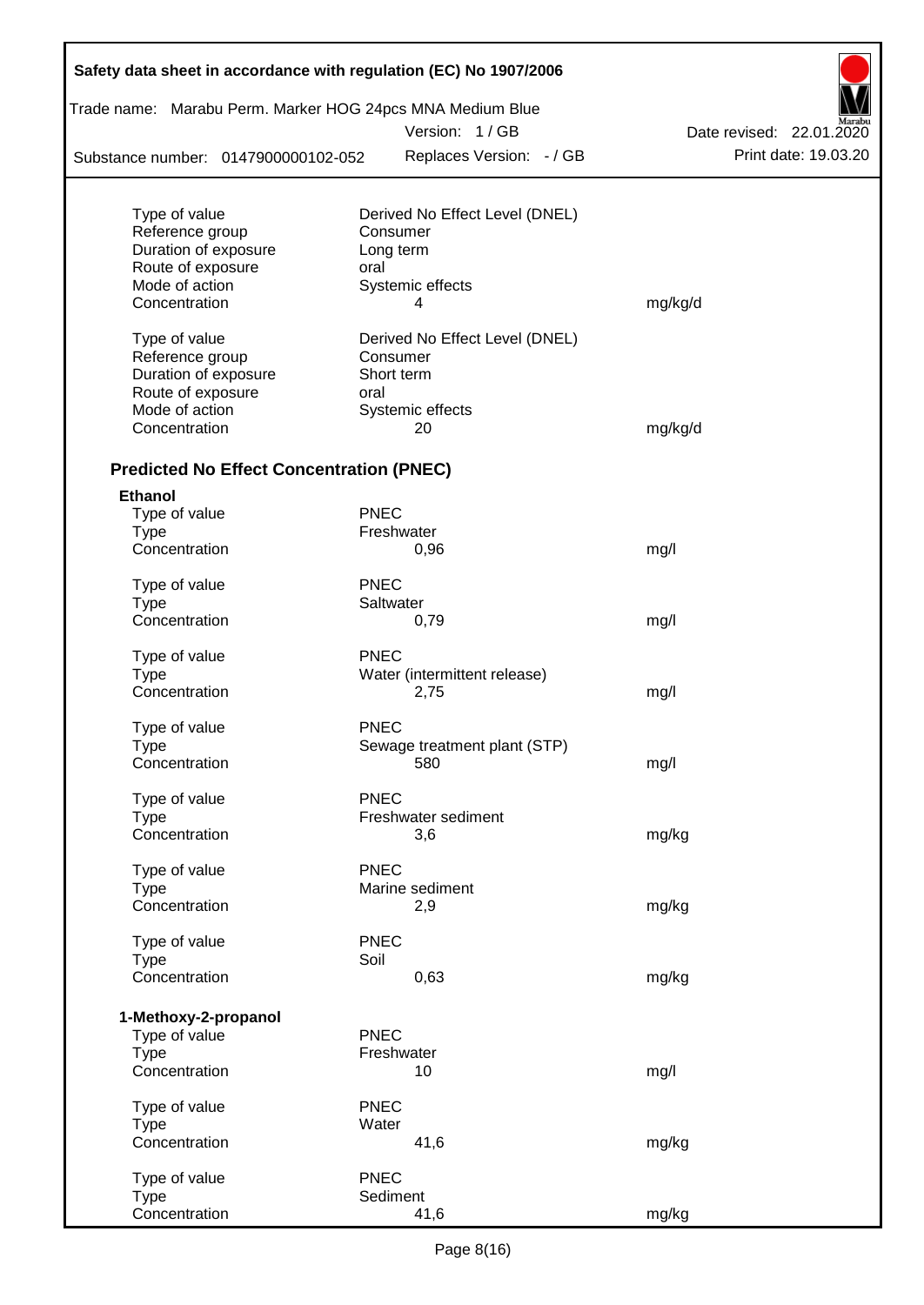| | | |
|---|---|---|
| Type of value | Derived No Effect Level (DNEL) | |
| Reference group | Consumer | |
| Duration of exposure | Long term | |
| Route of exposure | oral | |
| Mode of action | Systemic effects | |
| Concentration | 4 | mg/kg/d |

| | | |
|---|---|---|
| Type of value | Derived No Effect Level (DNEL) | |
| Reference group | Consumer | |
| Duration of exposure | Short term | |
| Route of exposure | oral | |
| Mode of action | Systemic effects | |
| Concentration | 20 | mg/kg/d |

### Predicted No Effect Concentration (PNEC)

**Ethanol**

| | | |
|---|---|---|
| Type of value | PNEC | |
| Type | Freshwater | |
| Concentration | 0,96 | mg/l |

| | | |
|---|---|---|
| Type of value | PNEC | |
| Type | Saltwater | |
| Concentration | 0,79 | mg/l |

| | | |
|---|---|---|
| Type of value | PNEC | |
| Type | Water (intermittent release) | |
| Concentration | 2,75 | mg/l |

| | | |
|---|---|---|
| Type of value | PNEC | |
| Type | Sewage treatment plant (STP) | |
| Concentration | 580 | mg/l |

| | | |
|---|---|---|
| Type of value | PNEC | |
| Type | Freshwater sediment | |
| Concentration | 3,6 | mg/kg |

| | | |
|---|---|---|
| Type of value | PNEC | |
| Type | Marine sediment | |
| Concentration | 2,9 | mg/kg |

| | | |
|---|---|---|
| Type of value | PNEC | |
| Type | Soil | |
| Concentration | 0,63 | mg/kg |

**1-Methoxy-2-propanol**

| | | |
|---|---|---|
| Type of value | PNEC | |
| Type | Freshwater | |
| Concentration | 10 | mg/l |

| | | |
|---|---|---|
| Type of value | PNEC | |
| Type | Water | |
| Concentration | 41,6 | mg/kg |

| | | |
|---|---|---|
| Type of value | PNEC | |
| Type | Sediment | |
| Concentration | 41,6 | mg/kg |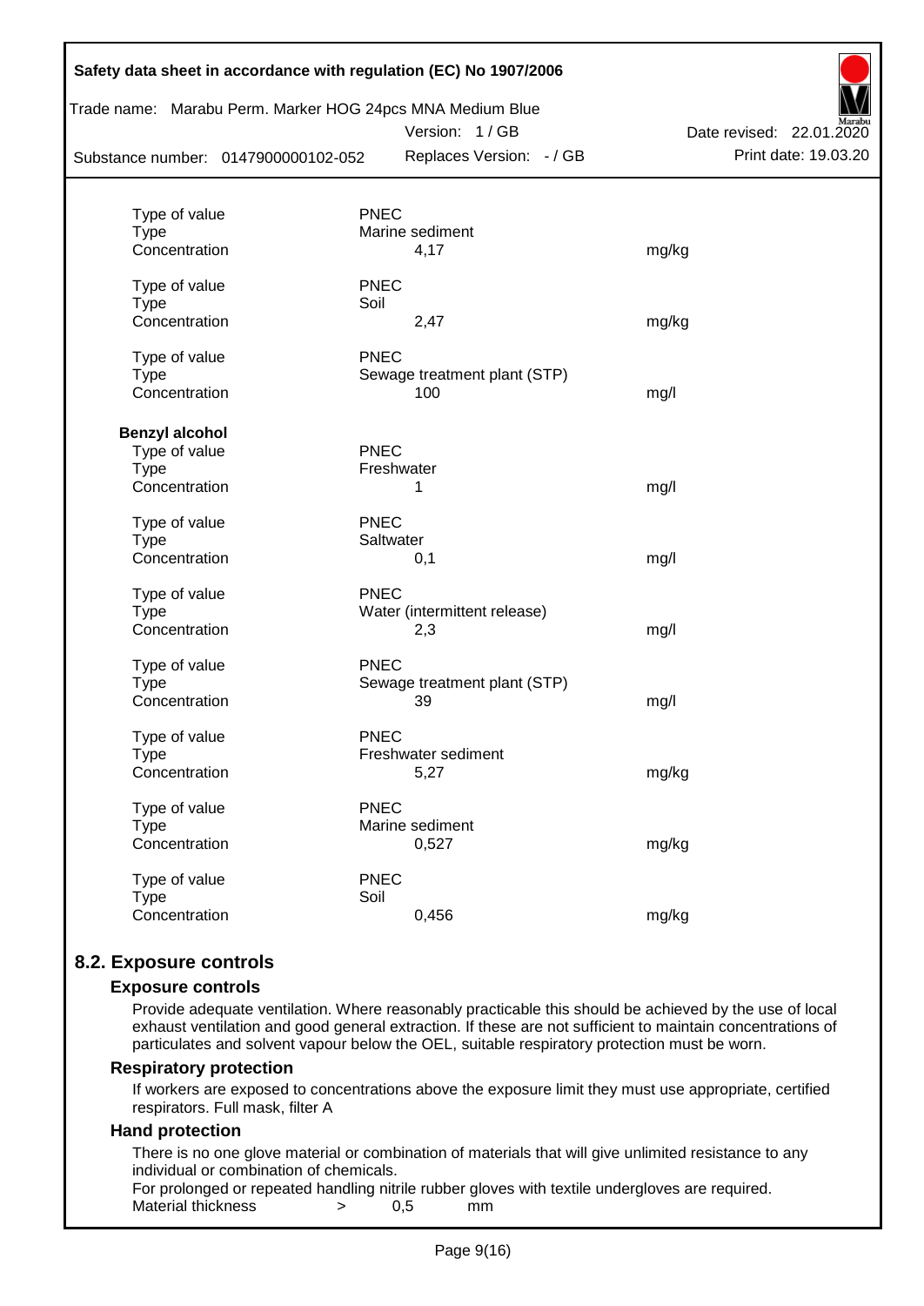| | | |
|---|---|---|
| Type of value | PNEC | |
| Type | Marine sediment | |
| Concentration | 4,17 | mg/kg |
| | | |
| Type of value | PNEC | |
| Type | Soil | |
| Concentration | 2,47 | mg/kg |
| | | |
| Type of value | PNEC | |
| Type | Sewage treatment plant (STP) | |
| Concentration | 100 | mg/l |

**Benzyl alcohol**

| | | |
|---|---|---|
| Type of value | PNEC | |
| Type | Freshwater | |
| Concentration | 1 | mg/l |
| | | |
| Type of value | PNEC | |
| Type | Saltwater | |
| Concentration | 0,1 | mg/l |
| | | |
| Type of value | PNEC | |
| Type | Water (intermittent release) | |
| Concentration | 2,3 | mg/l |
| | | |
| Type of value | PNEC | |
| Type | Sewage treatment plant (STP) | |
| Concentration | 39 | mg/l |
| | | |
| Type of value | PNEC | |
| Type | Freshwater sediment | |
| Concentration | 5,27 | mg/kg |
| | | |
| Type of value | PNEC | |
| Type | Marine sediment | |
| Concentration | 0,527 | mg/kg |
| | | |
| Type of value | PNEC | |
| Type | Soil | |
| Concentration | 0,456 | mg/kg |

## 8.2. Exposure controls

### Exposure controls

Provide adequate ventilation. Where reasonably practicable this should be achieved by the use of local exhaust ventilation and good general extraction. If these are not sufficient to maintain concentrations of particulates and solvent vapour below the OEL, suitable respiratory protection must be worn.

### Respiratory protection

If workers are exposed to concentrations above the exposure limit they must use appropriate, certified respirators. Full mask, filter A

### Hand protection

There is no one glove material or combination of materials that will give unlimited resistance to any individual or combination of chemicals.

For prolonged or repeated handling nitrile rubber gloves with textile undergloves are required.

Material thickness > 0,5 mm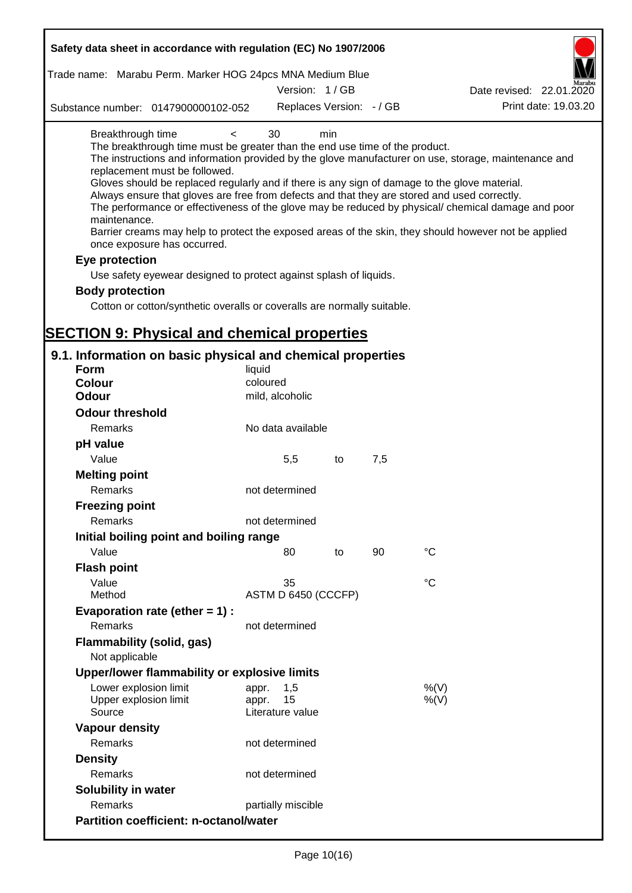Breakthrough time < 30 min

The breakthrough time must be greater than the end use time of the product.
The instructions and information provided by the glove manufacturer on use, storage, maintenance and replacement must be followed.
Gloves should be replaced regularly and if there is any sign of damage to the glove material.
Always ensure that gloves are free from defects and that they are stored and used correctly.
The performance or effectiveness of the glove may be reduced by physical/ chemical damage and poor maintenance.
Barrier creams may help to protect the exposed areas of the skin, they should however not be applied once exposure has occurred.

**Eye protection**

Use safety eyewear designed to protect against splash of liquids.

**Body protection**

Cotton or cotton/synthetic overalls or coveralls are normally suitable.

# SECTION 9: Physical and chemical properties

## 9.1. Information on basic physical and chemical properties

| | | | | |
|---|---|---|---|---|
| **Form** | liquid | | | |
| **Colour** | coloured | | | |
| **Odour** | mild, alcoholic | | | |
| **Odour threshold** | | | | |
| Remarks | No data available | | | |
| **pH value** | | | | |
| Value | 5,5 | to | 7,5 | |
| **Melting point** | | | | |
| Remarks | not determined | | | |
| **Freezing point** | | | | |
| Remarks | not determined | | | |
| **Initial boiling point and boiling range** | | | | |
| Value | 80 | to | 90 | °C |
| **Flash point** | | | | |
| Value | 35 | | | °C |
| Method | ASTM D 6450 (CCCFP) | | | |
| **Evaporation rate (ether = 1) :** | | | | |
| Remarks | not determined | | | |
| **Flammability (solid, gas)** | | | | |
| Not applicable | | | | |
| **Upper/lower flammability or explosive limits** | | | | |
| Lower explosion limit | appr. 1,5 | | | %(V) |
| Upper explosion limit | appr. 15 | | | %(V) |
| Source | Literature value | | | |
| **Vapour density** | | | | |
| Remarks | not determined | | | |
| **Density** | | | | |
| Remarks | not determined | | | |
| **Solubility in water** | | | | |
| Remarks | partially miscible | | | |
| **Partition coefficient: n-octanol/water** | | | | |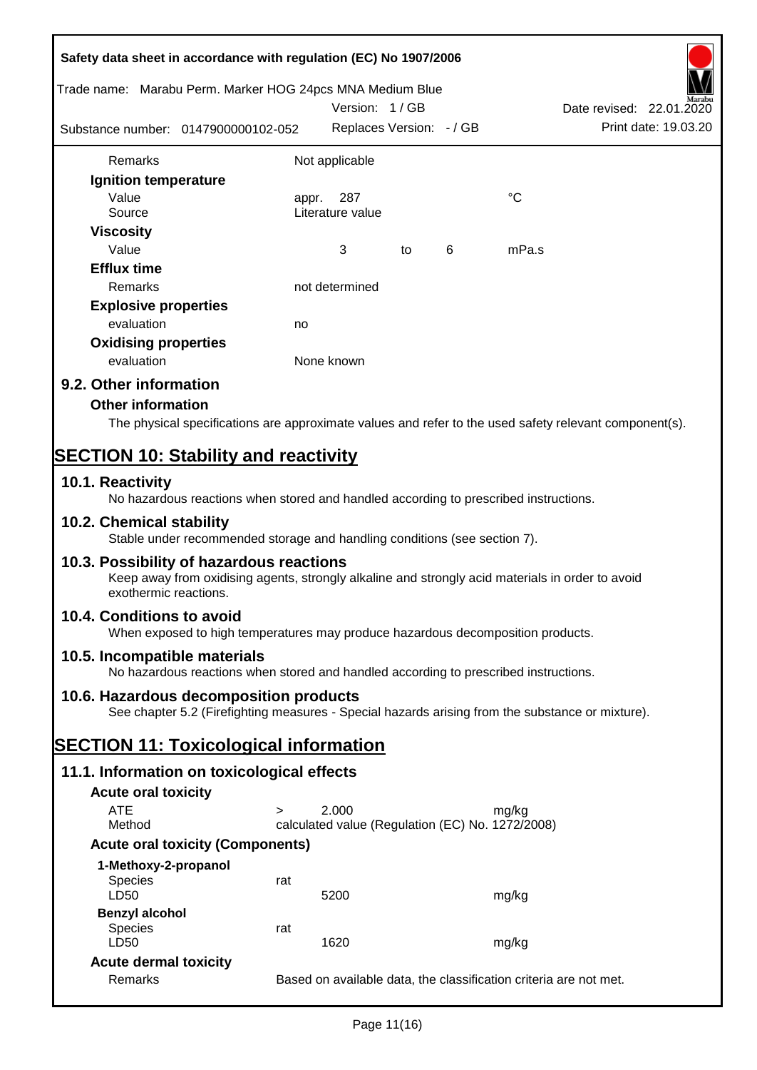| | | | | | |
|---|---|---|---|---|---|
| Remarks | Not applicable | | | | |
| **Ignition temperature** | | | | | |
| Value | appr. | 287 | | | °C |
| Source | Literature value | | | | |
| **Viscosity** | | | | | |
| Value | | 3 | to | 6 | mPa.s |
| **Efflux time** | | | | | |
| Remarks | not determined | | | | |
| **Explosive properties** | | | | | |
| evaluation | no | | | | |
| **Oxidising properties** | | | | | |
| evaluation | None known | | | | |

## 9.2. Other information

### Other information

The physical specifications are approximate values and refer to the used safety relevant component(s).

# SECTION 10: Stability and reactivity

## 10.1. Reactivity

No hazardous reactions when stored and handled according to prescribed instructions.

## 10.2. Chemical stability

Stable under recommended storage and handling conditions (see section 7).

## 10.3. Possibility of hazardous reactions

Keep away from oxidising agents, strongly alkaline and strongly acid materials in order to avoid exothermic reactions.

## 10.4. Conditions to avoid

When exposed to high temperatures may produce hazardous decomposition products.

## 10.5. Incompatible materials

No hazardous reactions when stored and handled according to prescribed instructions.

## 10.6. Hazardous decomposition products

See chapter 5.2 (Firefighting measures - Special hazards arising from the substance or mixture).

# SECTION 11: Toxicological information

## 11.1. Information on toxicological effects

### Acute oral toxicity

| | | | |
|---|---|---|---|
| ATE | > | 2.000 | mg/kg |
| Method | calculated value (Regulation (EC) No. 1272/2008) | | |

### Acute oral toxicity (Components)

| | | | |
|---|---|---|---|
| **1-Methoxy-2-propanol** | | | |
| Species | rat | | |
| LD50 | | 5200 | mg/kg |
| **Benzyl alcohol** | | | |
| Species | rat | | |
| LD50 | | 1620 | mg/kg |

### Acute dermal toxicity

| | |
|---|---|
| Remarks | Based on available data, the classification criteria are not met. |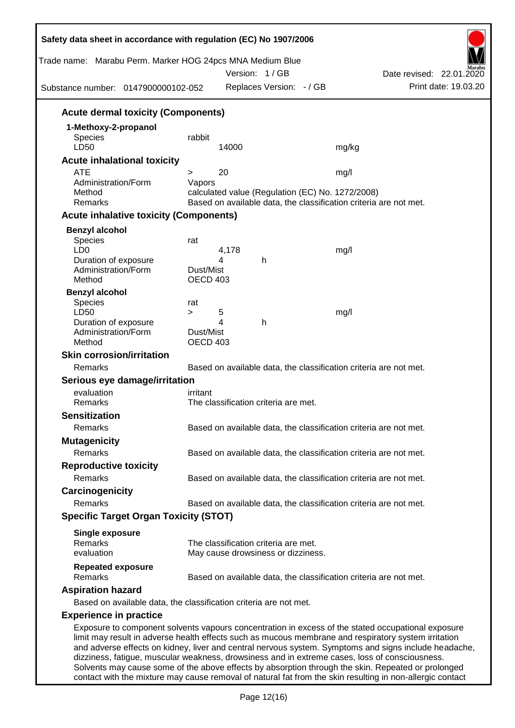### Acute dermal toxicity (Components)

**1-Methoxy-2-propanol**

| | | |
|---|---|---|
| Species | rabbit | |
| LD50 | 14000 | mg/kg |

### Acute inhalational toxicity

| | | |
|---|---|---|
| ATE | > 20 | mg/l |
| Administration/Form | Vapors | |
| Method | calculated value (Regulation (EC) No. 1272/2008) | |
| Remarks | Based on available data, the classification criteria are not met. | |

### Acute inhalative toxicity (Components)

**Benzyl alcohol**

| | | |
|---|---|---|
| Species | rat | |
| LD0 | 4,178 | mg/l |
| Duration of exposure | 4 h | |
| Administration/Form | Dust/Mist | |
| Method | OECD 403 | |

**Benzyl alcohol**

| | | |
|---|---|---|
| Species | rat | |
| LD50 | > 5 | mg/l |
| Duration of exposure | 4 h | |
| Administration/Form | Dust/Mist | |
| Method | OECD 403 | |

### Skin corrosion/irritation

Remarks: Based on available data, the classification criteria are not met.

### Serious eye damage/irritation

evaluation: irritant
Remarks: The classification criteria are met.

### Sensitization

Remarks: Based on available data, the classification criteria are not met.

### Mutagenicity

Remarks: Based on available data, the classification criteria are not met.

### Reproductive toxicity

Remarks: Based on available data, the classification criteria are not met.

### Carcinogenicity

Remarks: Based on available data, the classification criteria are not met.

### Specific Target Organ Toxicity (STOT)

**Single exposure**
Remarks: The classification criteria are met.
evaluation: May cause drowsiness or dizziness.

**Repeated exposure**
Remarks: Based on available data, the classification criteria are not met.

### Aspiration hazard

Based on available data, the classification criteria are not met.

### Experience in practice

Exposure to component solvents vapours concentration in excess of the stated occupational exposure limit may result in adverse health effects such as mucous membrane and respiratory system irritation and adverse effects on kidney, liver and central nervous system. Symptoms and signs include headache, dizziness, fatigue, muscular weakness, drowsiness and in extreme cases, loss of consciousness. Solvents may cause some of the above effects by absorption through the skin. Repeated or prolonged contact with the mixture may cause removal of natural fat from the skin resulting in non-allergic contact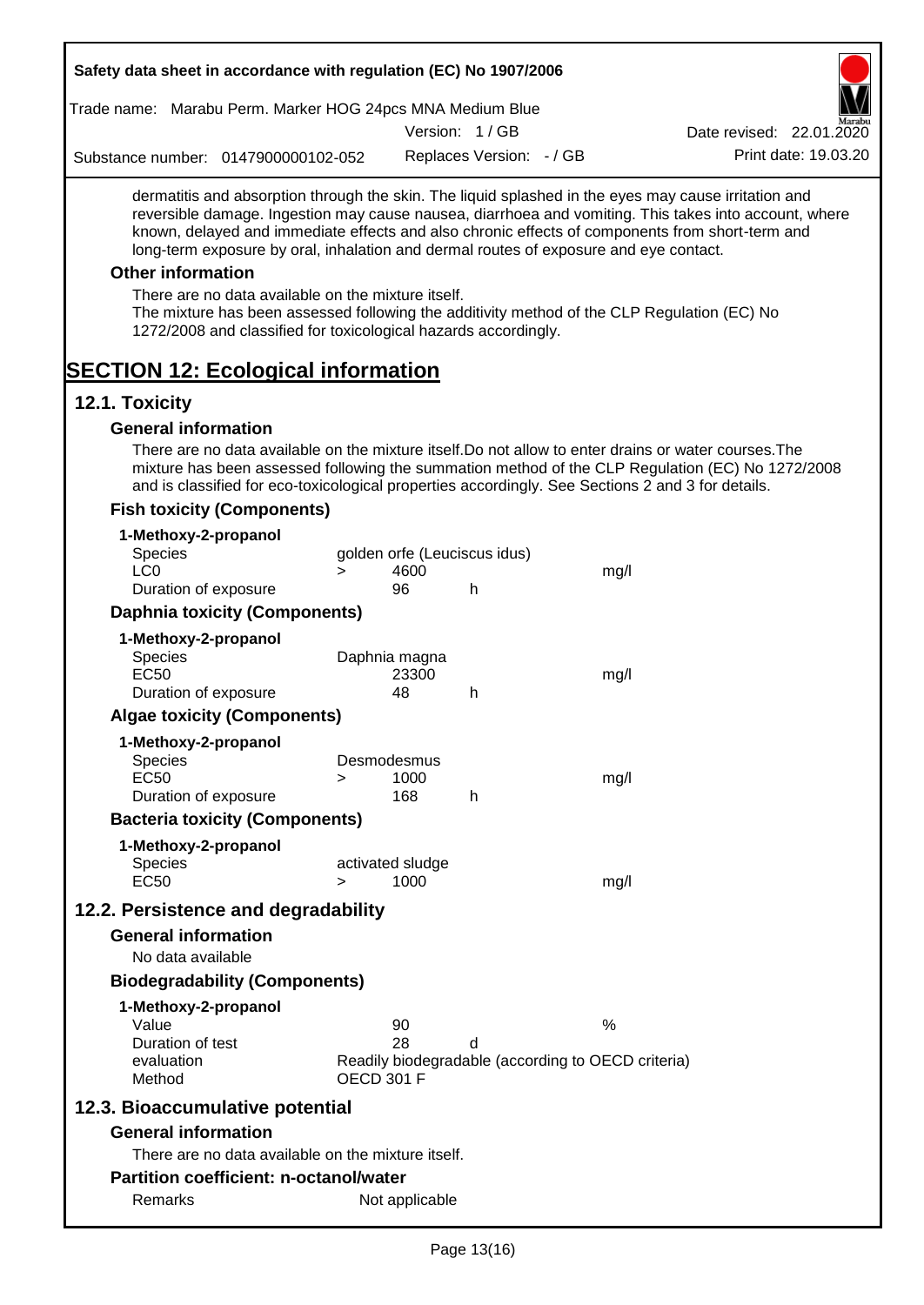dermatitis and absorption through the skin. The liquid splashed in the eyes may cause irritation and reversible damage. Ingestion may cause nausea, diarrhoea and vomiting. This takes into account, where known, delayed and immediate effects and also chronic effects of components from short-term and long-term exposure by oral, inhalation and dermal routes of exposure and eye contact.

### Other information

There are no data available on the mixture itself.
The mixture has been assessed following the additivity method of the CLP Regulation (EC) No 1272/2008 and classified for toxicological hazards accordingly.

# SECTION 12: Ecological information

## 12.1. Toxicity

### General information

There are no data available on the mixture itself.Do not allow to enter drains or water courses.The mixture has been assessed following the summation method of the CLP Regulation (EC) No 1272/2008 and is classified for eco-toxicological properties accordingly. See Sections 2 and 3 for details.

### Fish toxicity (Components)

**1-Methoxy-2-propanol**

| | | | | |
|---|---|---|---|---|
| Species | golden orfe (Leuciscus idus) | | | |
| LC0 | > | 4600 | | mg/l |
| Duration of exposure | | 96 | h | |

### Daphnia toxicity (Components)

**1-Methoxy-2-propanol**

| | | | | |
|---|---|---|---|---|
| Species | Daphnia magna | | | |
| EC50 | | 23300 | | mg/l |
| Duration of exposure | | 48 | h | |

### Algae toxicity (Components)

**1-Methoxy-2-propanol**

| | | | | |
|---|---|---|---|---|
| Species | Desmodesmus | | | |
| EC50 | > | 1000 | | mg/l |
| Duration of exposure | | 168 | h | |

### Bacteria toxicity (Components)

**1-Methoxy-2-propanol**

| | | | | |
|---|---|---|---|---|
| Species | activated sludge | | | |
| EC50 | > | 1000 | | mg/l |

## 12.2. Persistence and degradability

### General information

No data available

### Biodegradability (Components)

**1-Methoxy-2-propanol**

| | | | |
|---|---|---|---|
| Value | 90 | | % |
| Duration of test | 28 | d | |
| evaluation | Readily biodegradable (according to OECD criteria) | | |
| Method | OECD 301 F | | |

## 12.3. Bioaccumulative potential

### General information

There are no data available on the mixture itself.

### Partition coefficient: n-octanol/water

| | |
|---|---|
| Remarks | Not applicable |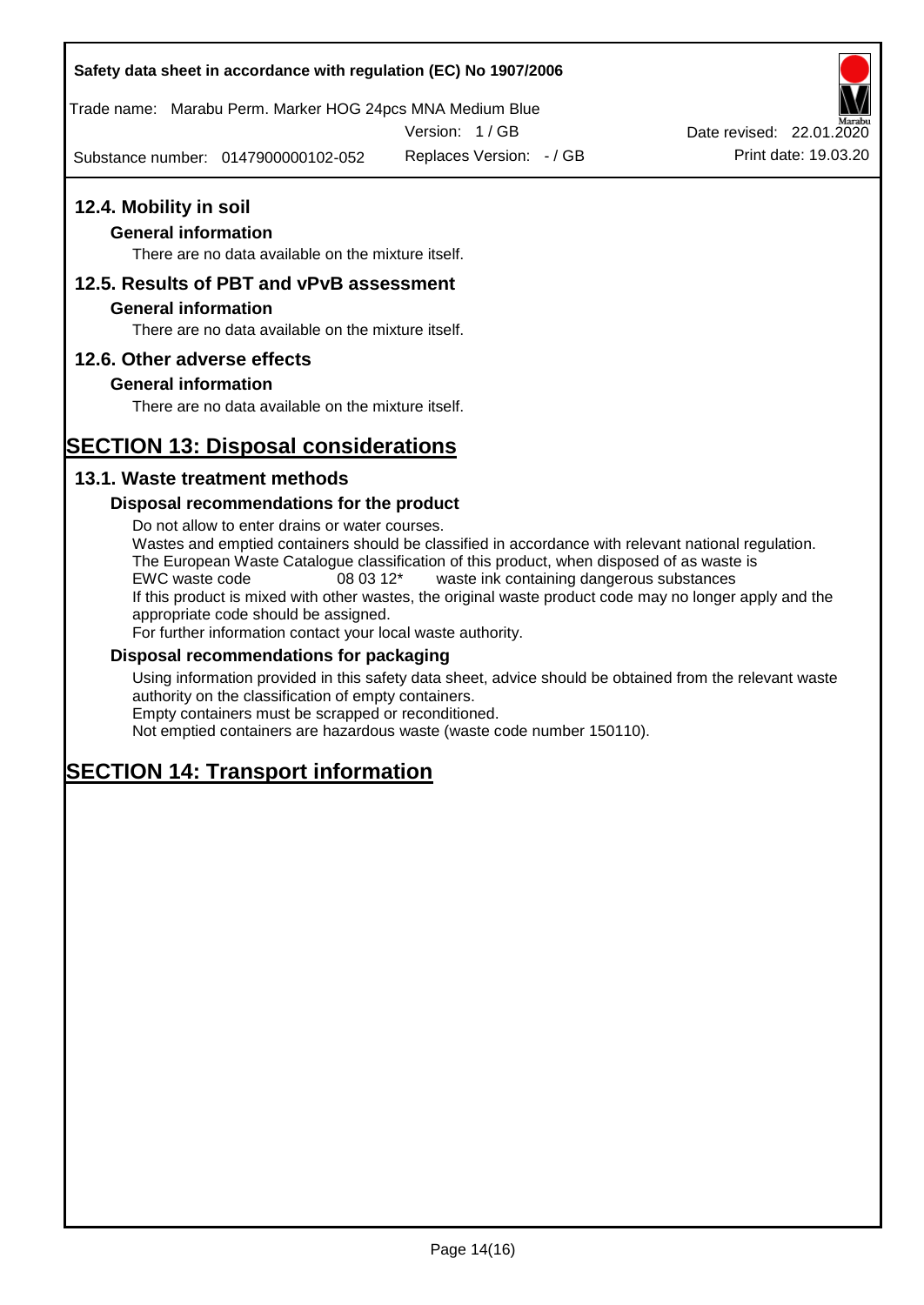## 12.4. Mobility in soil

### General information

There are no data available on the mixture itself.

## 12.5. Results of PBT and vPvB assessment

### General information

There are no data available on the mixture itself.

## 12.6. Other adverse effects

### General information

There are no data available on the mixture itself.

# SECTION 13: Disposal considerations

## 13.1. Waste treatment methods

### Disposal recommendations for the product

Do not allow to enter drains or water courses.
Wastes and emptied containers should be classified in accordance with relevant national regulation.
The European Waste Catalogue classification of this product, when disposed of as waste is
EWC waste code 08 03 12* waste ink containing dangerous substances
If this product is mixed with other wastes, the original waste product code may no longer apply and the appropriate code should be assigned.
For further information contact your local waste authority.

### Disposal recommendations for packaging

Using information provided in this safety data sheet, advice should be obtained from the relevant waste authority on the classification of empty containers.
Empty containers must be scrapped or reconditioned.
Not emptied containers are hazardous waste (waste code number 150110).

# SECTION 14: Transport information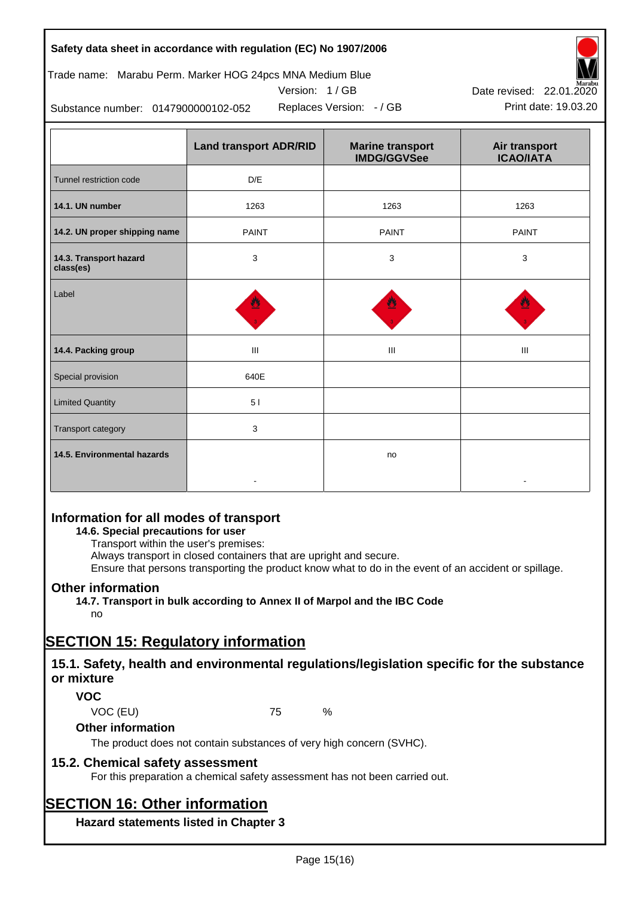| | Land transport ADR/RID | Marine transport IMDG/GGVSee | Air transport ICAO/IATA |
|---|---|---|---|
| Tunnel restriction code | D/E | | |
| **14.1. UN number** | 1263 | 1263 | 1263 |
| **14.2. UN proper shipping name** | PAINT | PAINT | PAINT |
| **14.3. Transport hazard class(es)** | 3 | 3 | 3 |
| Label | | | |
| **14.4. Packing group** | III | III | III |
| Special provision | 640E | | |
| Limited Quantity | 5 l | | |
| Transport category | 3 | | |
| **14.5. Environmental hazards** | - | no | - |

## Information for all modes of transport

### 14.6. Special precautions for user

Transport within the user's premises:
Always transport in closed containers that are upright and secure.
Ensure that persons transporting the product know what to do in the event of an accident or spillage.

## Other information

### 14.7. Transport in bulk according to Annex II of Marpol and the IBC Code

no

# SECTION 15: Regulatory information

## 15.1. Safety, health and environmental regulations/legislation specific for the substance or mixture

### VOC

VOC (EU) 75 %

### Other information

The product does not contain substances of very high concern (SVHC).

## 15.2. Chemical safety assessment

For this preparation a chemical safety assessment has not been carried out.

# SECTION 16: Other information

### Hazard statements listed in Chapter 3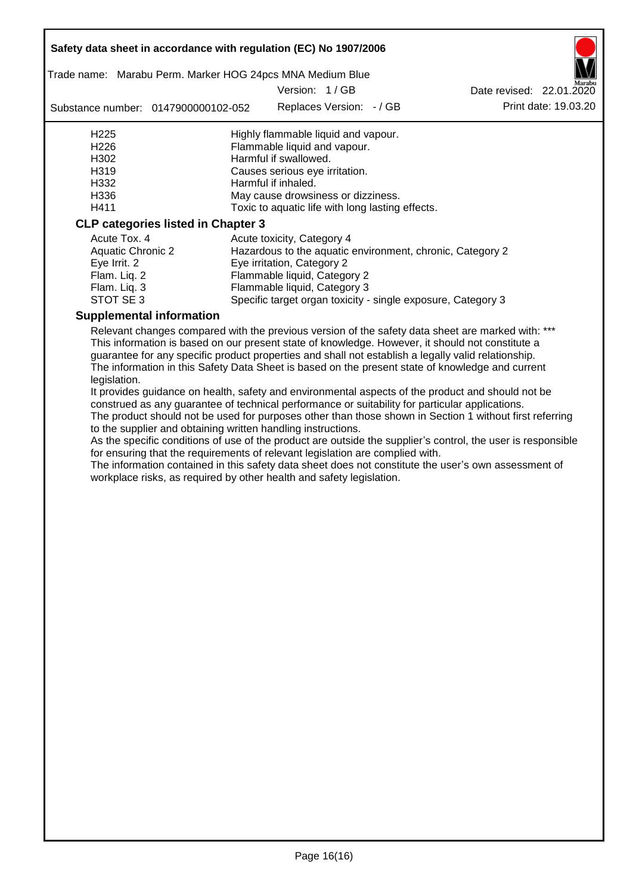| | |
|---|---|
| H225 | Highly flammable liquid and vapour. |
| H226 | Flammable liquid and vapour. |
| H302 | Harmful if swallowed. |
| H319 | Causes serious eye irritation. |
| H332 | Harmful if inhaled. |
| H336 | May cause drowsiness or dizziness. |
| H411 | Toxic to aquatic life with long lasting effects. |

### CLP categories listed in Chapter 3

| | |
|---|---|
| Acute Tox. 4 | Acute toxicity, Category 4 |
| Aquatic Chronic 2 | Hazardous to the aquatic environment, chronic, Category 2 |
| Eye Irrit. 2 | Eye irritation, Category 2 |
| Flam. Liq. 2 | Flammable liquid, Category 2 |
| Flam. Liq. 3 | Flammable liquid, Category 3 |
| STOT SE 3 | Specific target organ toxicity - single exposure, Category 3 |

### Supplemental information

Relevant changes compared with the previous version of the safety data sheet are marked with: ***
This information is based on our present state of knowledge. However, it should not constitute a guarantee for any specific product properties and shall not establish a legally valid relationship.
The information in this Safety Data Sheet is based on the present state of knowledge and current legislation.
It provides guidance on health, safety and environmental aspects of the product and should not be construed as any guarantee of technical performance or suitability for particular applications.
The product should not be used for purposes other than those shown in Section 1 without first referring to the supplier and obtaining written handling instructions.
As the specific conditions of use of the product are outside the supplier's control, the user is responsible for ensuring that the requirements of relevant legislation are complied with.
The information contained in this safety data sheet does not constitute the user's own assessment of workplace risks, as required by other health and safety legislation.